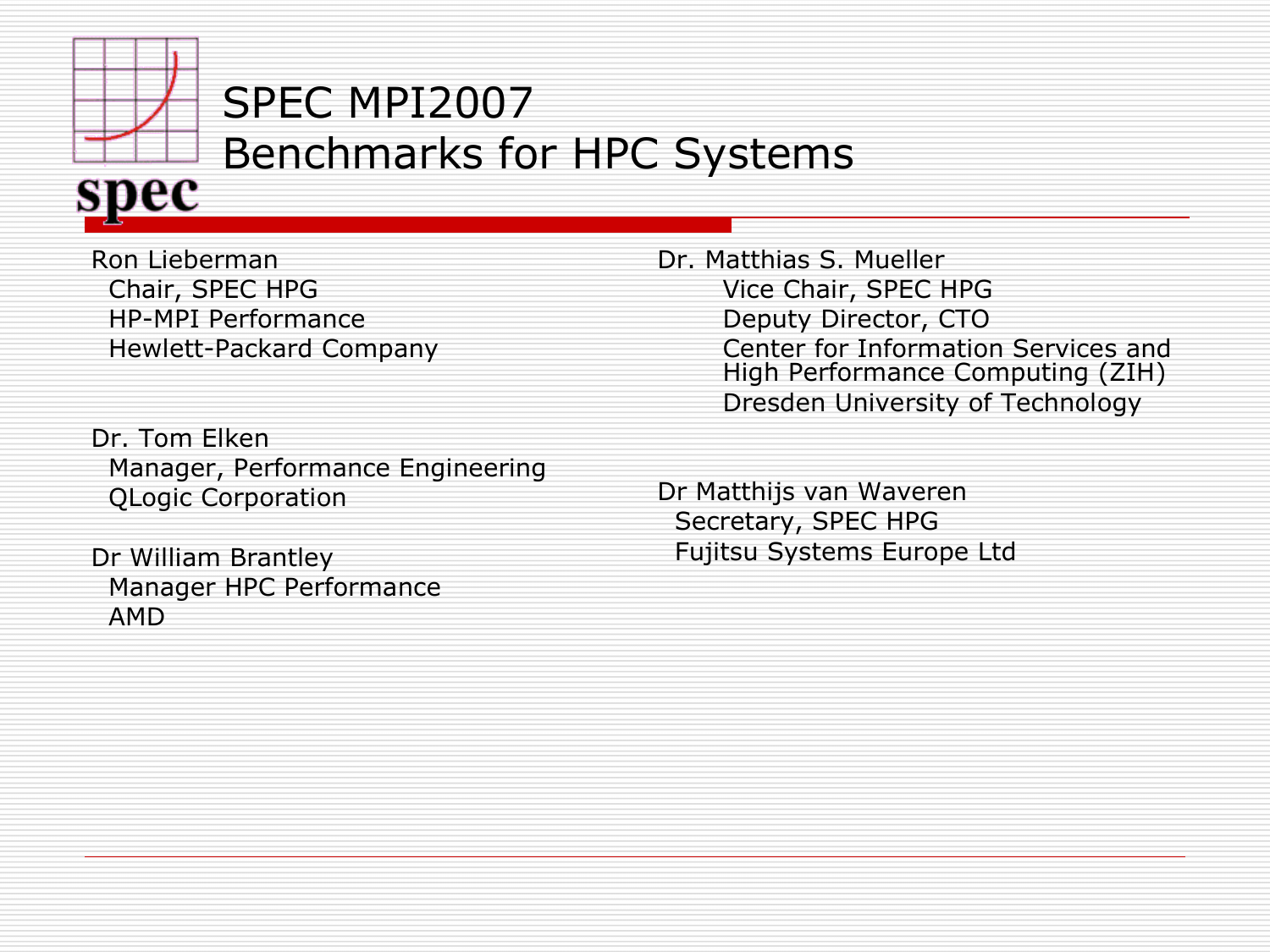# SPEC MPI2007
## Benchmarks for HPC Systems

Ron Lieberman
Chair, SPEC HPG
HP-MPI Performance
Hewlett-Packard Company

Dr. Tom Elken
Manager, Performance Engineering
QLogic Corporation

Dr William Brantley
Manager HPC Performance
AMD

Dr. Matthias S. Mueller
Vice Chair, SPEC HPG
Deputy Director, CTO
Center for Information Services and High Performance Computing (ZIH)
Dresden University of Technology

Dr Matthijs van Waveren
Secretary, SPEC HPG
Fujitsu Systems Europe Ltd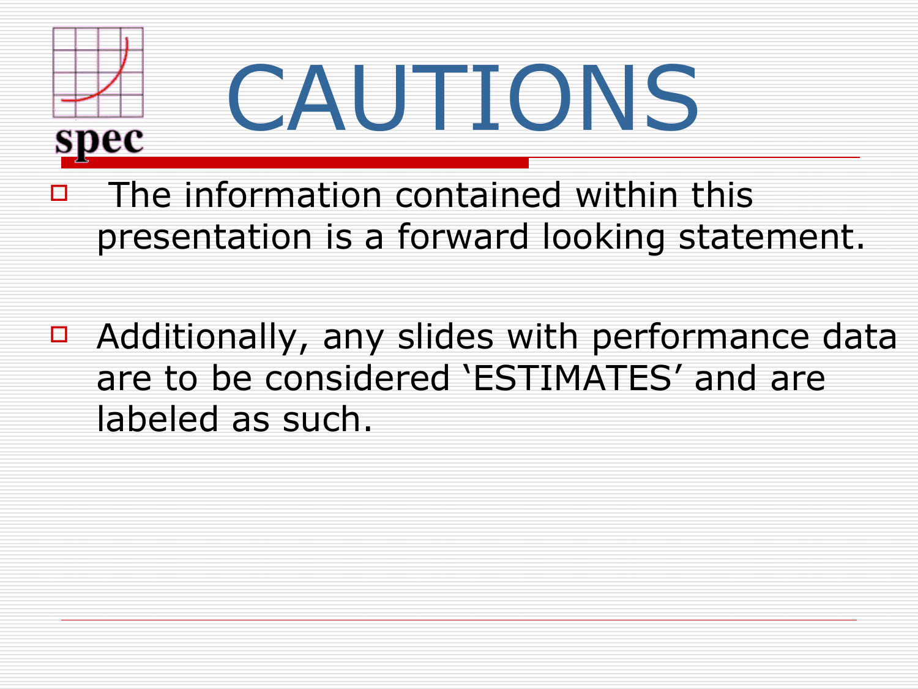# CAUTIONS

- The information contained within this presentation is a forward looking statement.
- Additionally, any slides with performance data are to be considered 'ESTIMATES' and are labeled as such.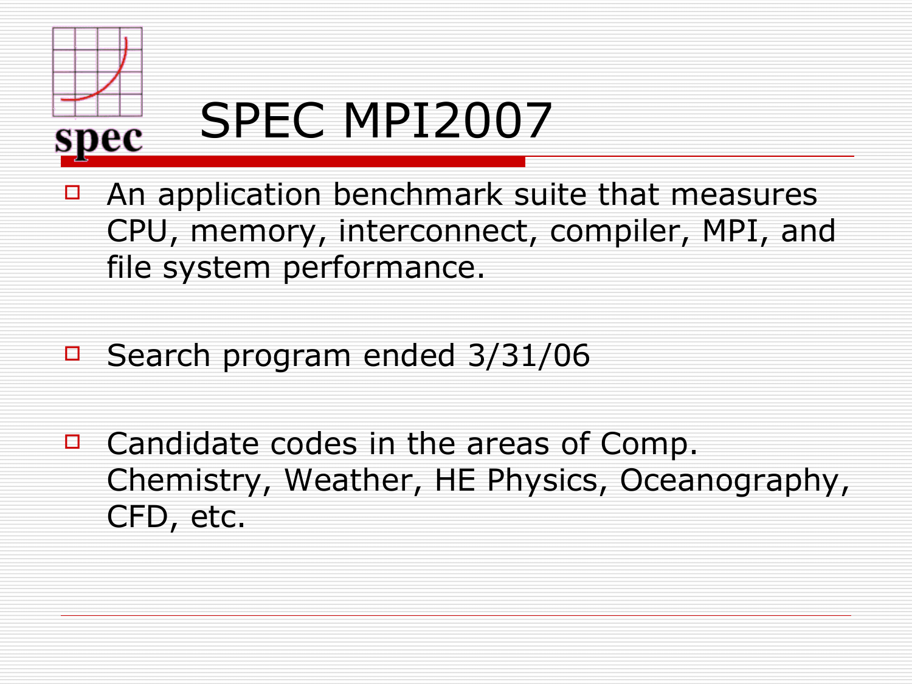# SPEC MPI2007

- An application benchmark suite that measures CPU, memory, interconnect, compiler, MPI, and file system performance.
- Search program ended 3/31/06
- Candidate codes in the areas of Comp. Chemistry, Weather, HE Physics, Oceanography, CFD, etc.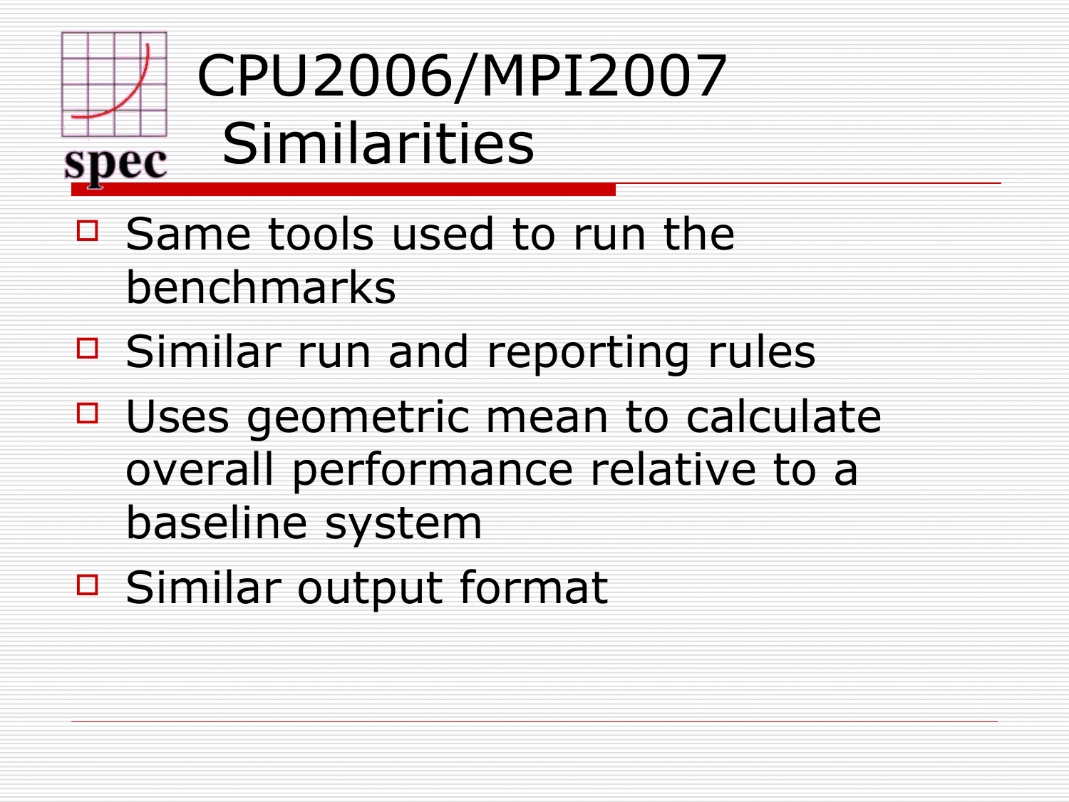# CPU2006/MPI2007 Similarities

- Same tools used to run the benchmarks
- Similar run and reporting rules
- Uses geometric mean to calculate overall performance relative to a baseline system
- Similar output format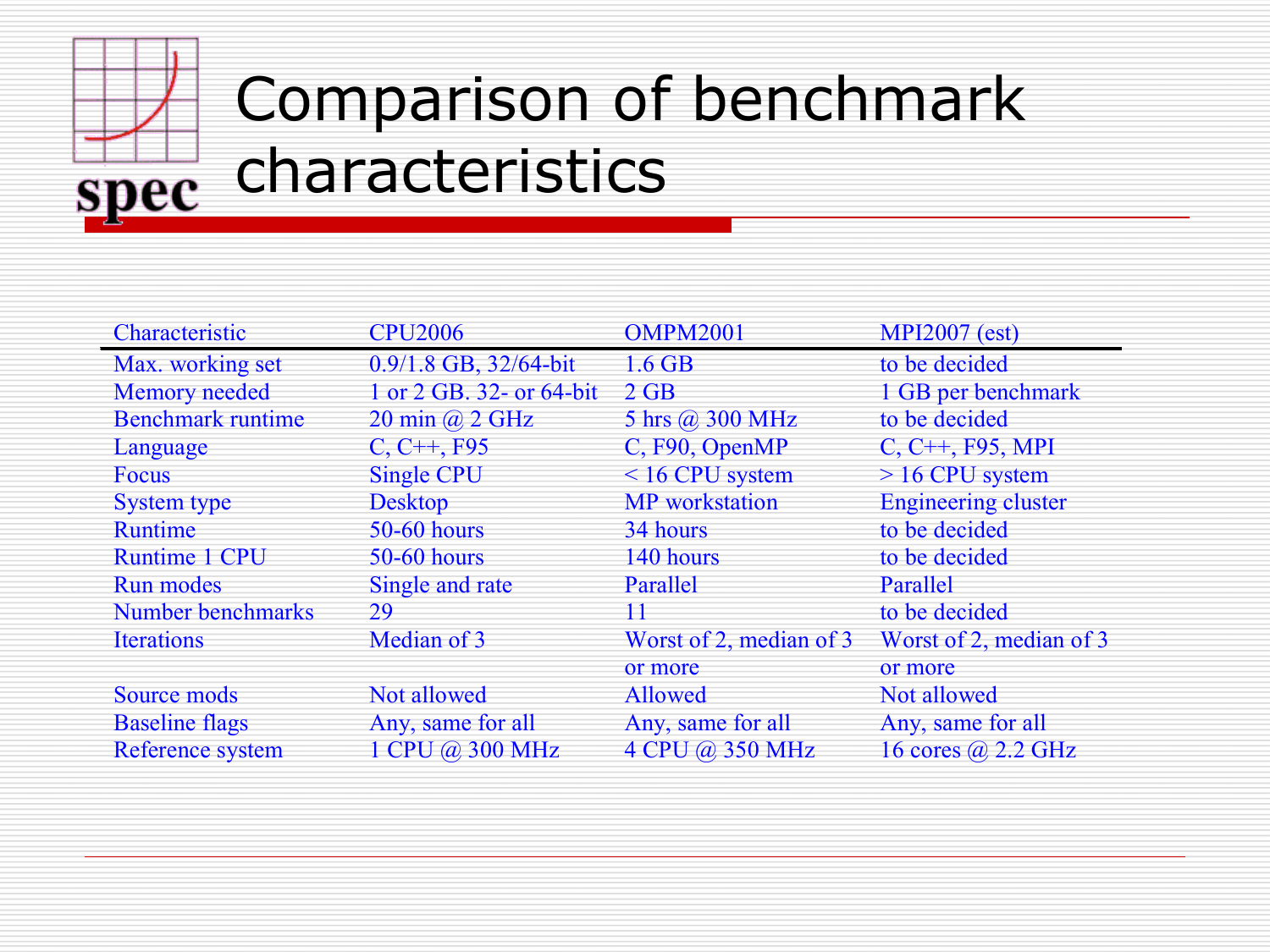# Comparison of benchmark characteristics

| Characteristic | CPU2006 | OMPM2001 | MPI2007 (est) |
|---|---|---|---|
| Max. working set | 0.9/1.8 GB, 32/64-bit | 1.6 GB | to be decided |
| Memory needed | 1 or 2 GB. 32- or 64-bit | 2 GB | 1 GB per benchmark |
| Benchmark runtime | 20 min @ 2 GHz | 5 hrs @ 300 MHz | to be decided |
| Language | C, C++, F95 | C, F90, OpenMP | C, C++, F95, MPI |
| Focus | Single CPU | < 16 CPU system | > 16 CPU system |
| System type | Desktop | MP workstation | Engineering cluster |
| Runtime | 50-60 hours | 34 hours | to be decided |
| Runtime 1 CPU | 50-60 hours | 140 hours | to be decided |
| Run modes | Single and rate | Parallel | Parallel |
| Number benchmarks | 29 | 11 | to be decided |
| Iterations | Median of 3 | Worst of 2, median of 3 or more | Worst of 2, median of 3 or more |
| Source mods | Not allowed | Allowed | Not allowed |
| Baseline flags | Any, same for all | Any, same for all | Any, same for all |
| Reference system | 1 CPU @ 300 MHz | 4 CPU @ 350 MHz | 16 cores @ 2.2 GHz |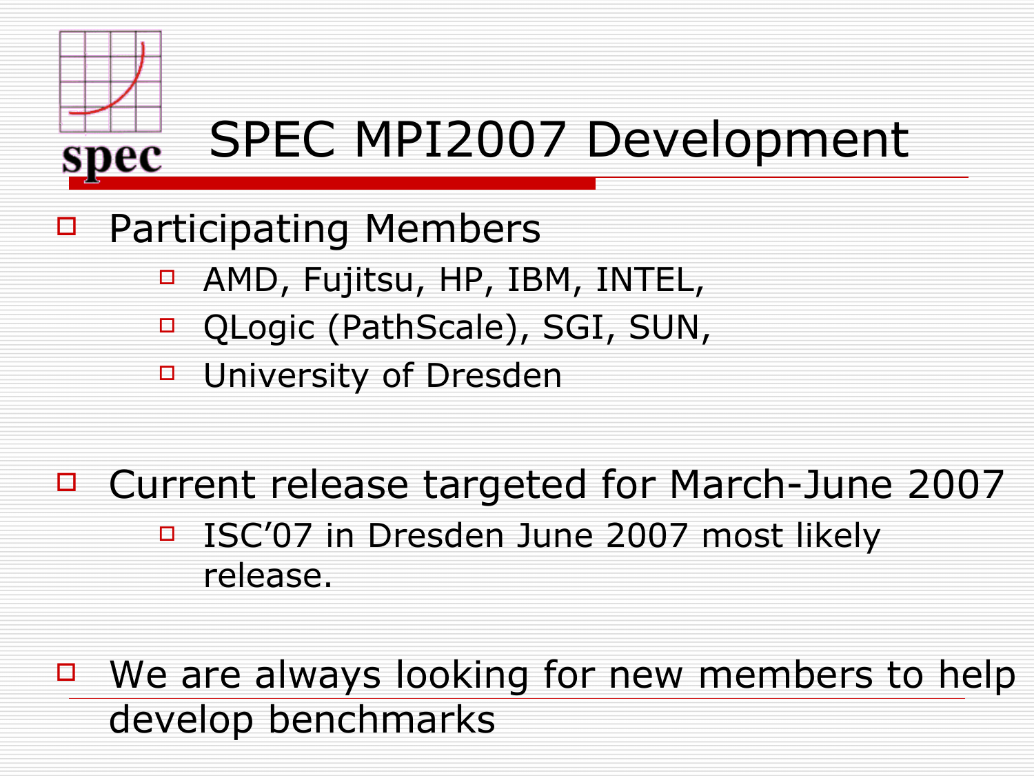# SPEC MPI2007 Development

- Participating Members
  - AMD, Fujitsu, HP, IBM, INTEL,
  - QLogic (PathScale), SGI, SUN,
  - University of Dresden
- Current release targeted for March-June 2007
  - ISC’07 in Dresden June 2007 most likely release.
- We are always looking for new members to help develop benchmarks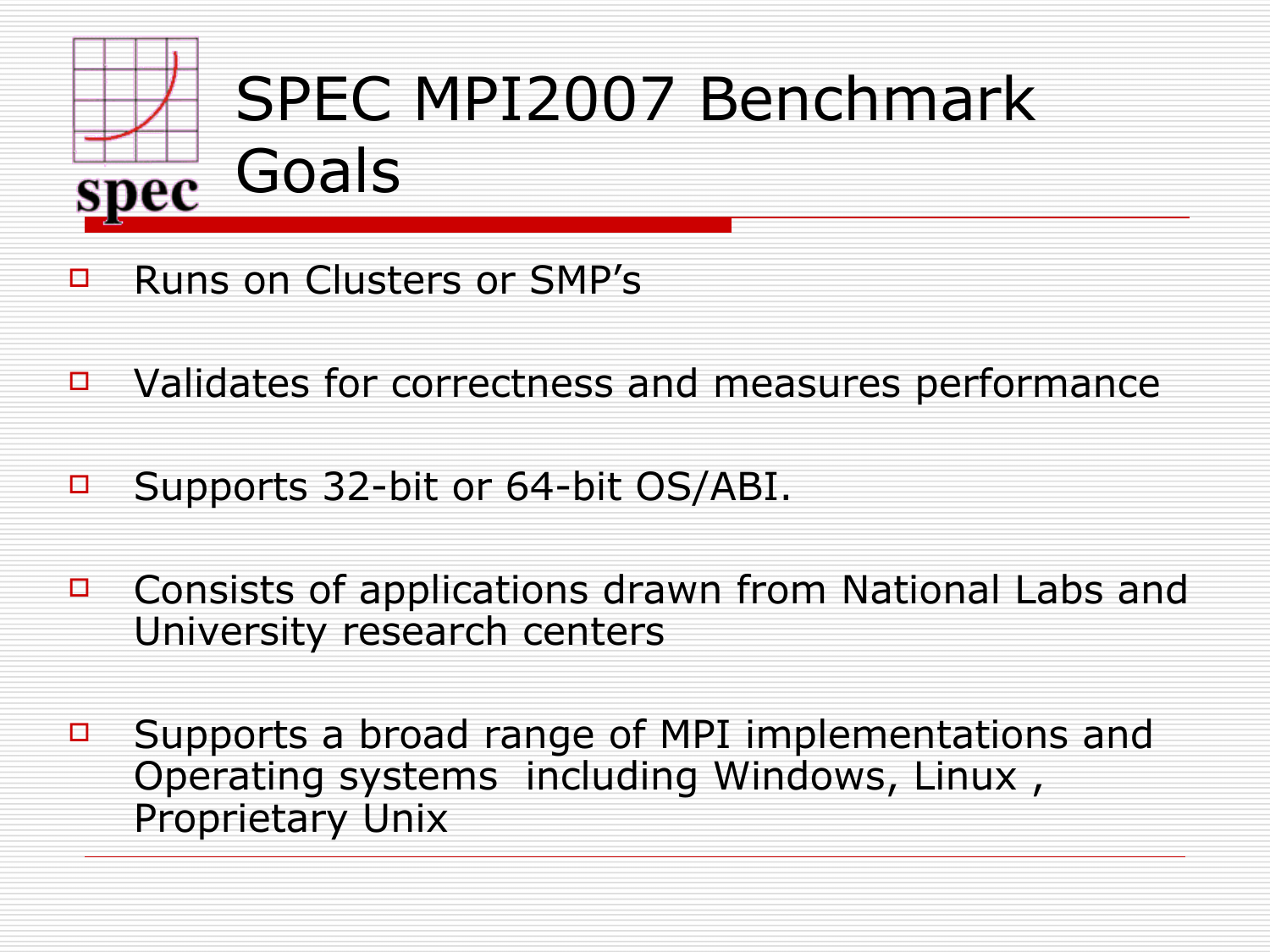# SPEC MPI2007 Benchmark Goals

- Runs on Clusters or SMP’s
- Validates for correctness and measures performance
- Supports 32-bit or 64-bit OS/ABI.
- Consists of applications drawn from National Labs and University research centers
- Supports a broad range of MPI implementations and Operating systems including Windows, Linux , Proprietary Unix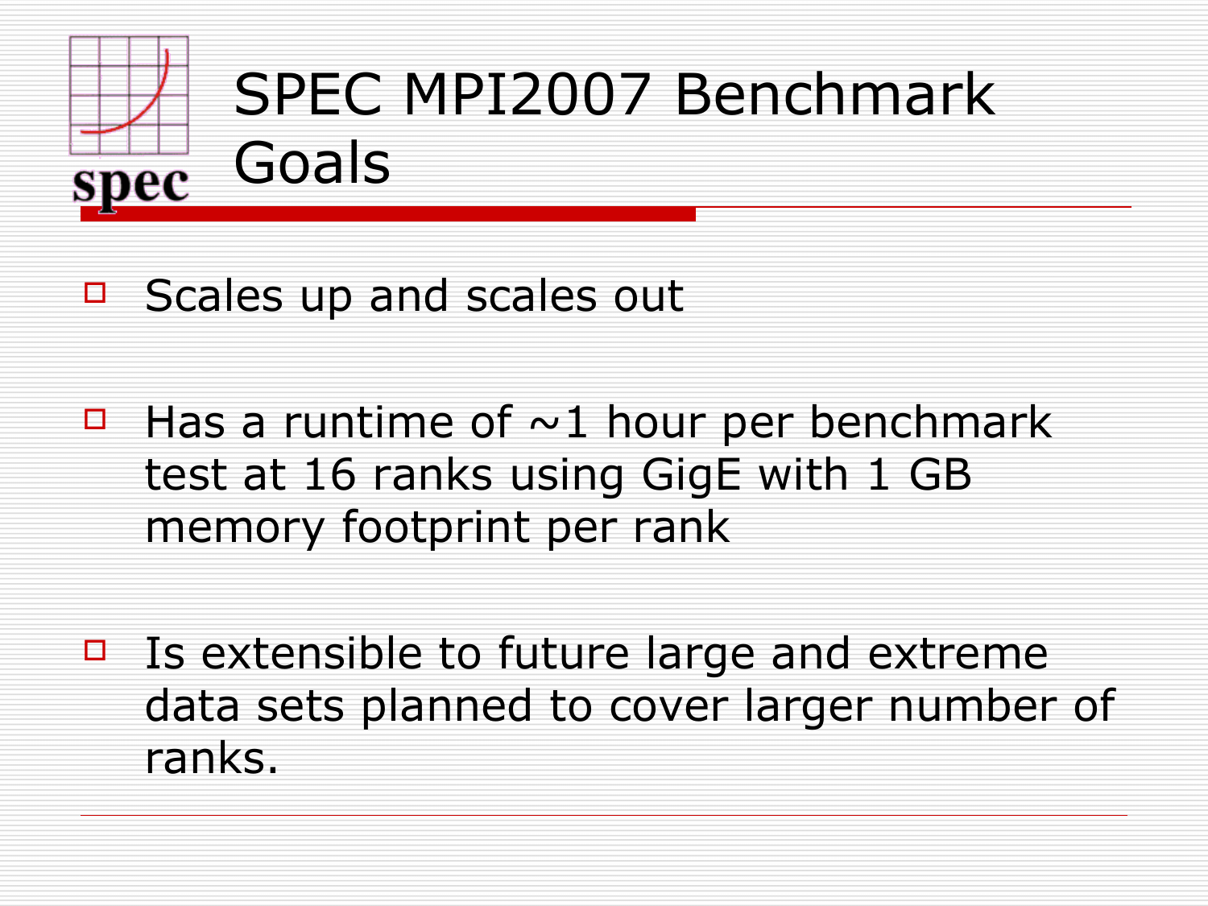# SPEC MPI2007 Benchmark Goals

- Scales up and scales out
- Has a runtime of ~1 hour per benchmark test at 16 ranks using GigE with 1 GB memory footprint per rank
- Is extensible to future large and extreme data sets planned to cover larger number of ranks.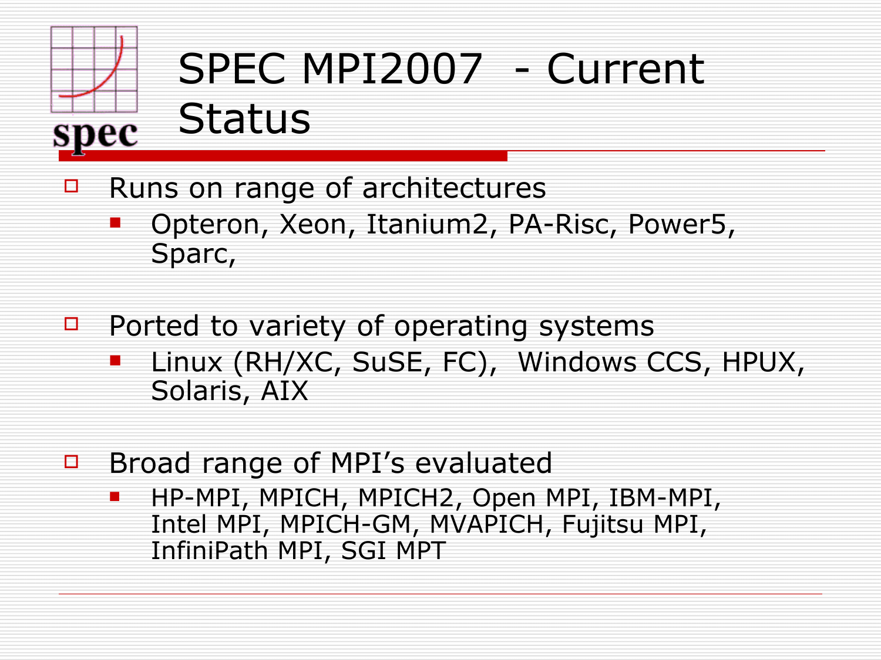# SPEC MPI2007 - Current Status

- Runs on range of architectures
  - Opteron, Xeon, Itanium2, PA-Risc, Power5, Sparc,
- Ported to variety of operating systems
  - Linux (RH/XC, SuSE, FC), Windows CCS, HPUX, Solaris, AIX
- Broad range of MPI's evaluated
  - HP-MPI, MPICH, MPICH2, Open MPI, IBM-MPI, Intel MPI, MPICH-GM, MVAPICH, Fujitsu MPI, InfiniPath MPI, SGI MPT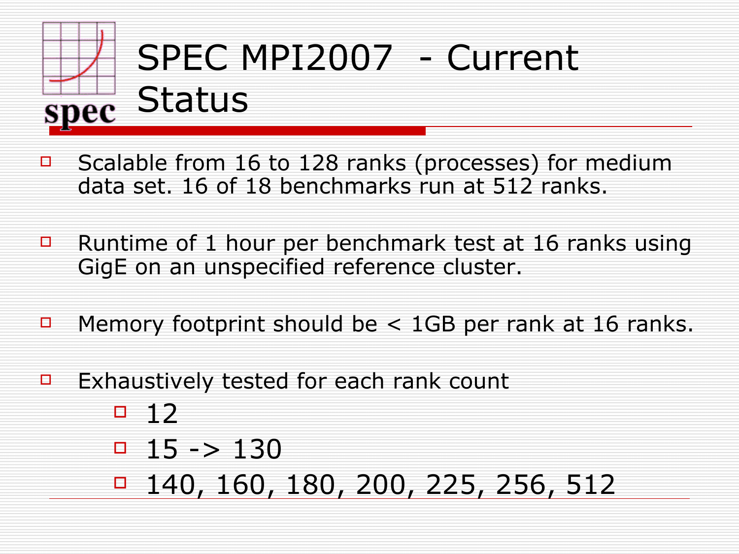# SPEC MPI2007 - Current Status

- Scalable from 16 to 128 ranks (processes) for medium data set. 16 of 18 benchmarks run at 512 ranks.
- Runtime of 1 hour per benchmark test at 16 ranks using GigE on an unspecified reference cluster.
- Memory footprint should be < 1GB per rank at 16 ranks.
- Exhaustively tested for each rank count
  - 12
  - 15 -> 130
  - 140, 160, 180, 200, 225, 256, 512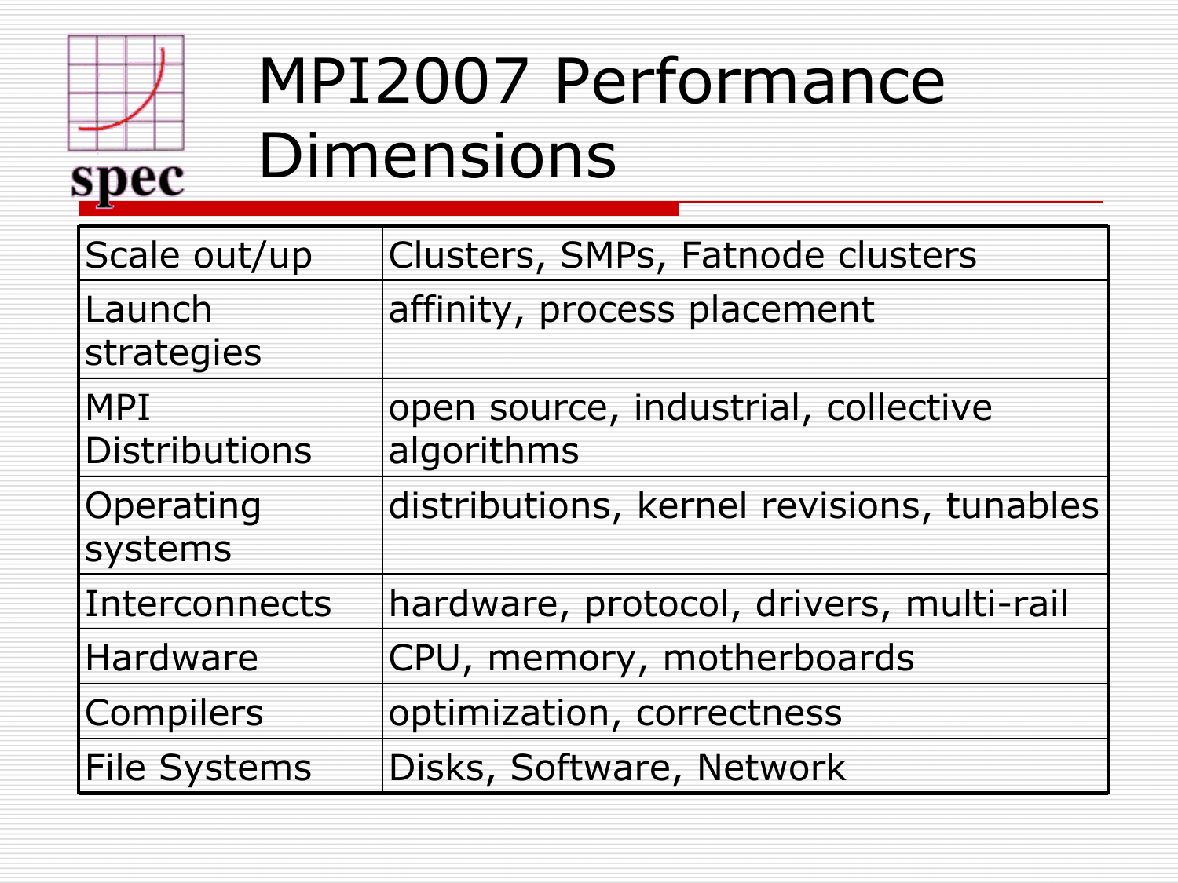# MPI2007 Performance Dimensions

| | |
|---|---|
| Scale out/up | Clusters, SMPs, Fatnode clusters |
| Launch strategies | affinity, process placement |
| MPI Distributions | open source, industrial, collective algorithms |
| Operating systems | distributions, kernel revisions, tunables |
| Interconnects | hardware, protocol, drivers, multi-rail |
| Hardware | CPU, memory, motherboards |
| Compilers | optimization, correctness |
| File Systems | Disks, Software, Network |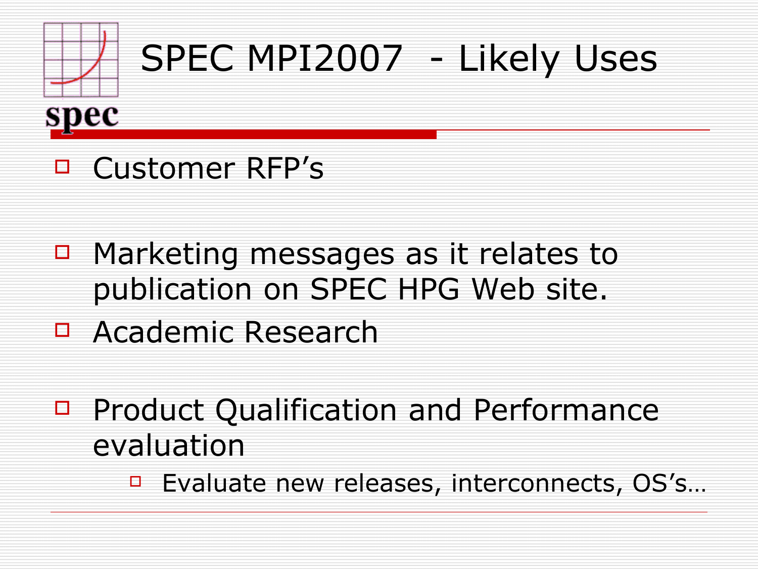# SPEC MPI2007 - Likely Uses

- Customer RFP’s
- Marketing messages as it relates to publication on SPEC HPG Web site.
- Academic Research
- Product Qualification and Performance evaluation
  - Evaluate new releases, interconnects, OS’s…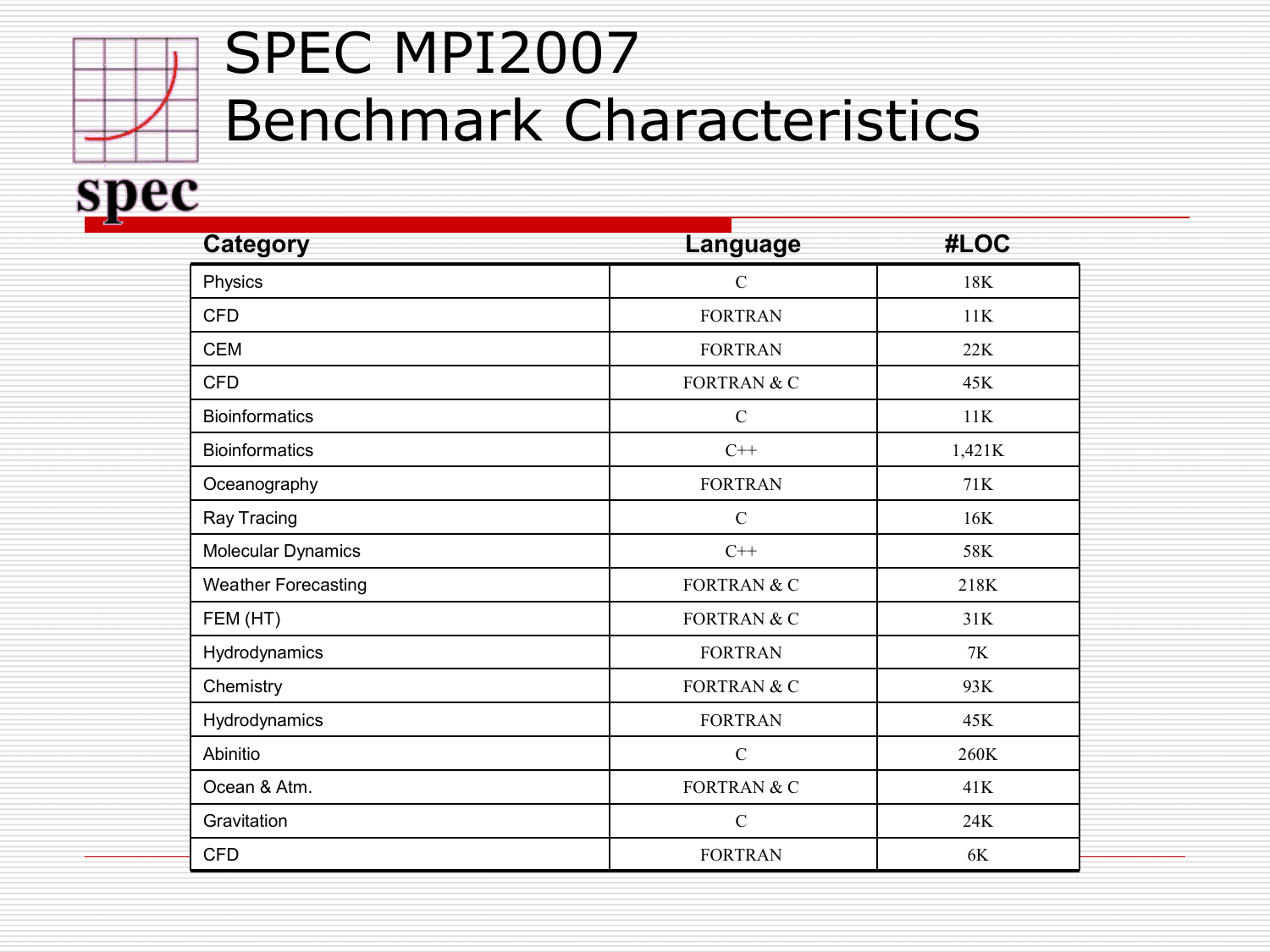# SPEC MPI2007 Benchmark Characteristics

| Category | Language | #LOC |
|---|---|---|
| Physics | C | 18K |
| CFD | FORTRAN | 11K |
| CEM | FORTRAN | 22K |
| CFD | FORTRAN & C | 45K |
| Bioinformatics | C | 11K |
| Bioinformatics | C++ | 1,421K |
| Oceanography | FORTRAN | 71K |
| Ray Tracing | C | 16K |
| Molecular Dynamics | C++ | 58K |
| Weather Forecasting | FORTRAN & C | 218K |
| FEM (HT) | FORTRAN & C | 31K |
| Hydrodynamics | FORTRAN | 7K |
| Chemistry | FORTRAN & C | 93K |
| Hydrodynamics | FORTRAN | 45K |
| Abinitio | C | 260K |
| Ocean & Atm. | FORTRAN & C | 41K |
| Gravitation | C | 24K |
| CFD | FORTRAN | 6K |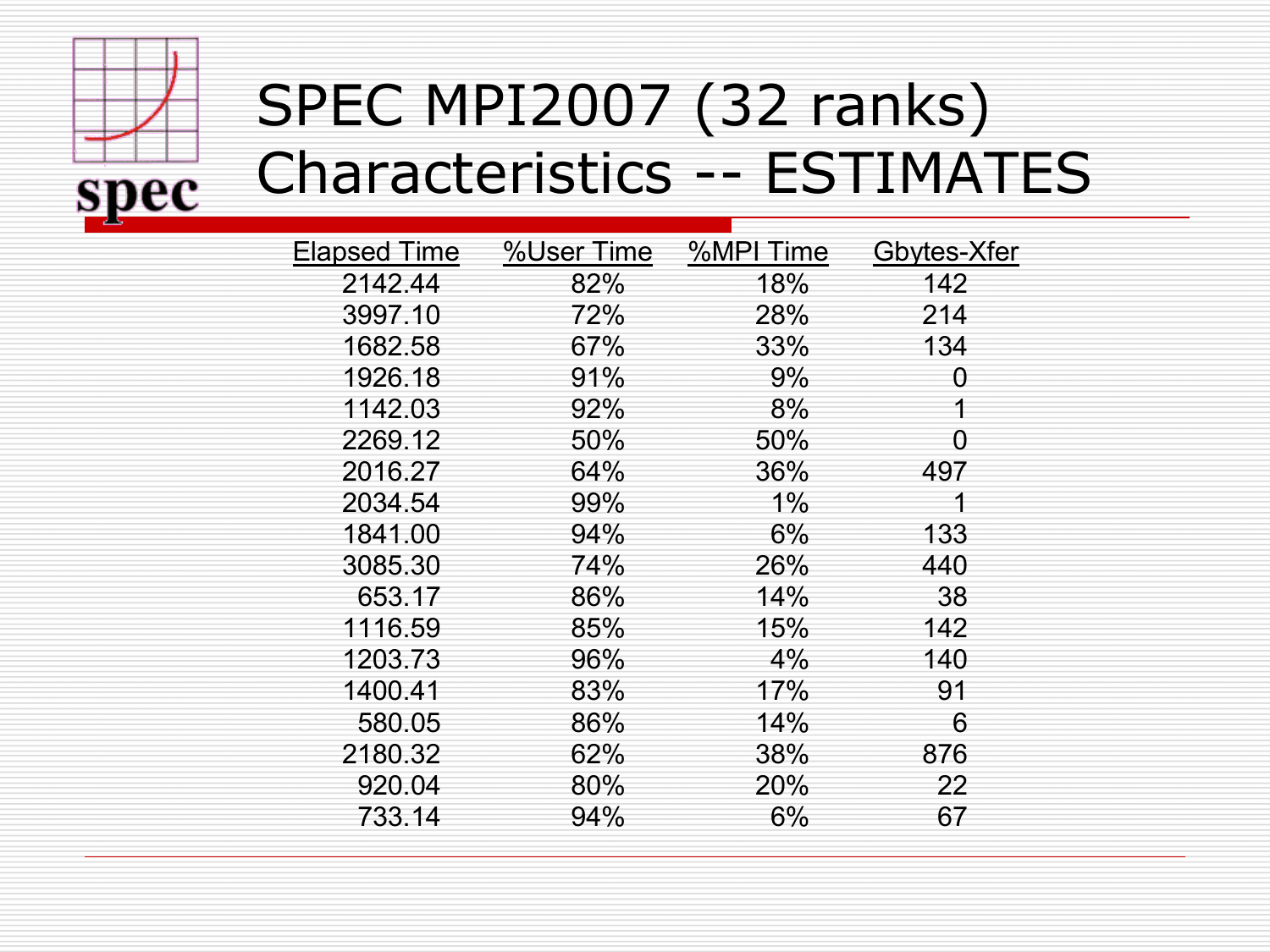# SPEC MPI2007 (32 ranks) Characteristics -- ESTIMATES

| Elapsed Time | %User Time | %MPI Time | Gbytes-Xfer |
|---|---|---|---|
| 2142.44 | 82% | 18% | 142 |
| 3997.10 | 72% | 28% | 214 |
| 1682.58 | 67% | 33% | 134 |
| 1926.18 | 91% | 9% | 0 |
| 1142.03 | 92% | 8% | 1 |
| 2269.12 | 50% | 50% | 0 |
| 2016.27 | 64% | 36% | 497 |
| 2034.54 | 99% | 1% | 1 |
| 1841.00 | 94% | 6% | 133 |
| 3085.30 | 74% | 26% | 440 |
| 653.17 | 86% | 14% | 38 |
| 1116.59 | 85% | 15% | 142 |
| 1203.73 | 96% | 4% | 140 |
| 1400.41 | 83% | 17% | 91 |
| 580.05 | 86% | 14% | 6 |
| 2180.32 | 62% | 38% | 876 |
| 920.04 | 80% | 20% | 22 |
| 733.14 | 94% | 6% | 67 |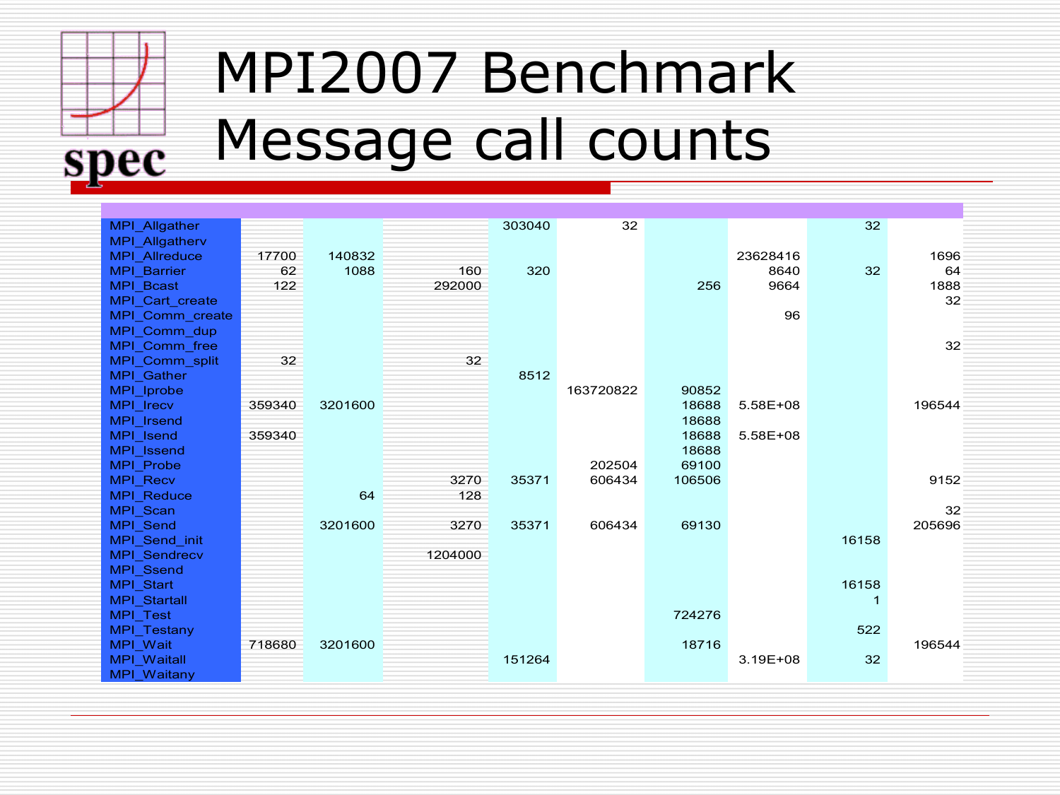# MPI2007 Benchmark Message call counts

| | | | | | | | | | |
|---|---|---|---|---|---|---|---|---|---|
| MPI_Allgather | | | | 303040 | 32 | | | 32 | |
| MPI_Allgatherv | | | | | | | | | |
| MPI_Allreduce | 17700 | 140832 | | | | | 23628416 | | 1696 |
| MPI_Barrier | 62 | 1088 | 160 | 320 | | | 8640 | 32 | 64 |
| MPI_Bcast | 122 | | 292000 | | | 256 | 9664 | | 1888 |
| MPI_Cart_create | | | | | | | | | 32 |
| MPI_Comm_create | | | | | | | 96 | | |
| MPI_Comm_dup | | | | | | | | | |
| MPI_Comm_free | | | | | | | | | 32 |
| MPI_Comm_split | 32 | | 32 | | | | | | |
| MPI_Gather | | | | 8512 | | | | | |
| MPI_Iprobe | | | | | 163720822 | 90852 | | | |
| MPI_Irecv | 359340 | 3201600 | | | | 18688 | 5.58E+08 | | 196544 |
| MPI_Irsend | | | | | | 18688 | | | |
| MPI_Isend | 359340 | | | | | 18688 | 5.58E+08 | | |
| MPI_Issend | | | | | | 18688 | | | |
| MPI_Probe | | | | | 202504 | 69100 | | | |
| MPI_Recv | | | 3270 | 35371 | 606434 | 106506 | | | 9152 |
| MPI_Reduce | | 64 | 128 | | | | | | |
| MPI_Scan | | | | | | | | | 32 |
| MPI_Send | | 3201600 | 3270 | 35371 | 606434 | 69130 | | | 205696 |
| MPI_Send_init | | | | | | | | 16158 | |
| MPI_Sendrecv | | | 1204000 | | | | | | |
| MPI_Ssend | | | | | | | | | |
| MPI_Start | | | | | | | | 16158 | |
| MPI_Startall | | | | | | | | 1 | |
| MPI_Test | | | | | | 724276 | | | |
| MPI_Testany | | | | | | | | 522 | |
| MPI_Wait | 718680 | 3201600 | | | | 18716 | | | 196544 |
| MPI_Waitall | | | | 151264 | | | 3.19E+08 | 32 | |
| MPI_Waitany | | | | | | | | | |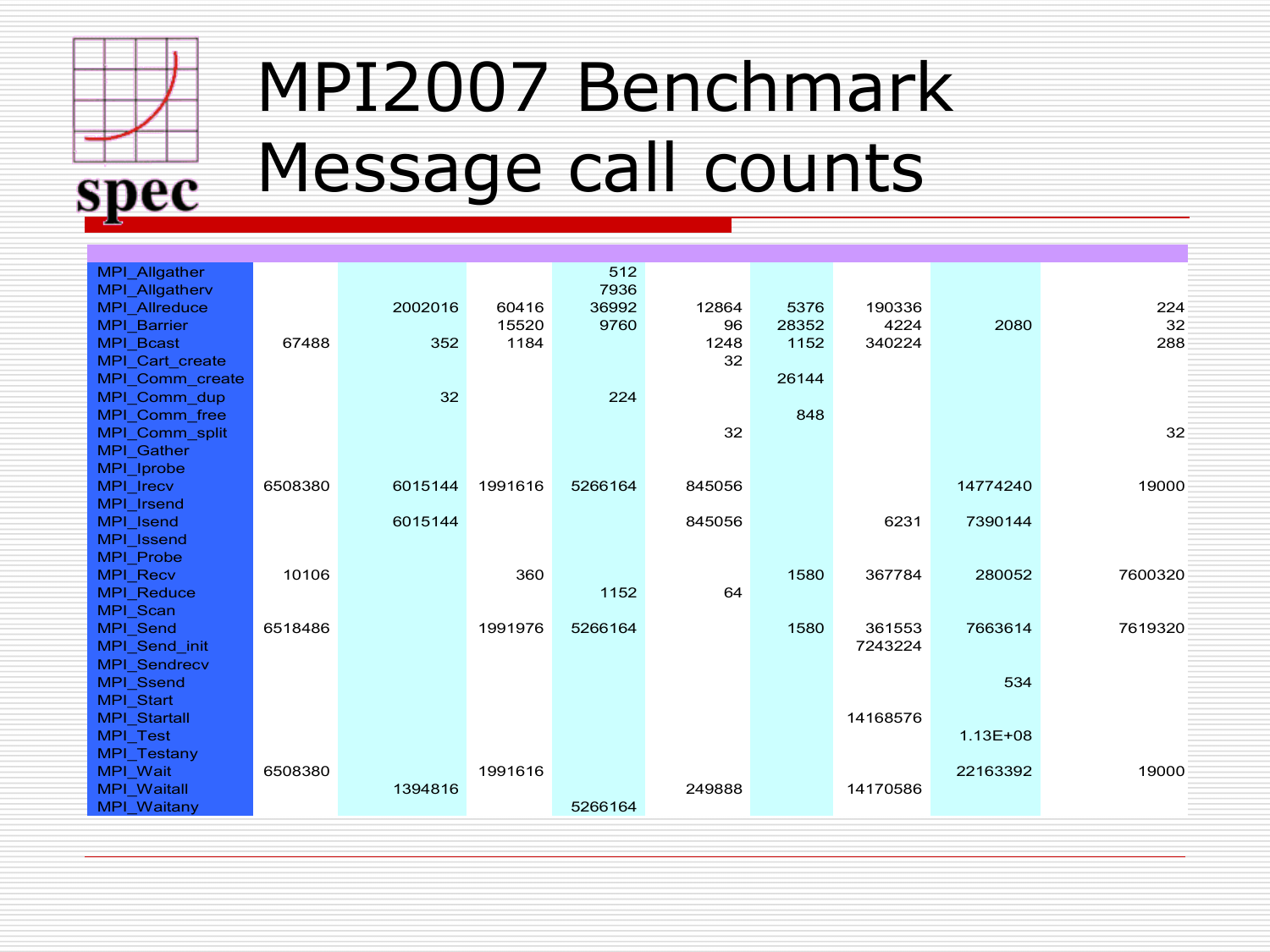# MPI2007 Benchmark Message call counts

| | | | | | | | | | |
|---|---|---|---|---|---|---|---|---|---|
| MPI_Allgather | | | | 512 | | | | | |
| MPI_Allgatherv | | | | 7936 | | | | | |
| MPI_Allreduce | | 2002016 | 60416 | 36992 | 12864 | 5376 | 190336 | | 224 |
| MPI_Barrier | | | 15520 | 9760 | 96 | 28352 | 4224 | 2080 | 32 |
| MPI_Bcast | 67488 | 352 | 1184 | | 1248 | 1152 | 340224 | | 288 |
| MPI_Cart_create | | | | | 32 | | | | |
| MPI_Comm_create | | | | | | 26144 | | | |
| MPI_Comm_dup | | 32 | | 224 | | | | | |
| MPI_Comm_free | | | | | | 848 | | | |
| MPI_Comm_split | | | | | 32 | | | | 32 |
| MPI_Gather | | | | | | | | | |
| MPI_Iprobe | | | | | | | | | |
| MPI_Irecv | 6508380 | 6015144 | 1991616 | 5266164 | 845056 | | | 14774240 | 19000 |
| MPI_Irsend | | | | | | | | | |
| MPI_Isend | | 6015144 | | | 845056 | | 6231 | 7390144 | |
| MPI_Issend | | | | | | | | | |
| MPI_Probe | | | | | | | | | |
| MPI_Recv | 10106 | | 360 | | | 1580 | 367784 | 280052 | 7600320 |
| MPI_Reduce | | | | 1152 | 64 | | | | |
| MPI_Scan | | | | | | | | | |
| MPI_Send | 6518486 | | 1991976 | 5266164 | | 1580 | 361553 | 7663614 | 7619320 |
| MPI_Send_init | | | | | | | 7243224 | | |
| MPI_Sendrecv | | | | | | | | | |
| MPI_Ssend | | | | | | | | 534 | |
| MPI_Start | | | | | | | | | |
| MPI_Startall | | | | | | | 14168576 | | |
| MPI_Test | | | | | | | | 1.13E+08 | |
| MPI_Testany | | | | | | | | | |
| MPI_Wait | 6508380 | | 1991616 | | | | | 22163392 | 19000 |
| MPI_Waitall | | 1394816 | | | 249888 | | 14170586 | | |
| MPI_Waitany | | | | 5266164 | | | | | |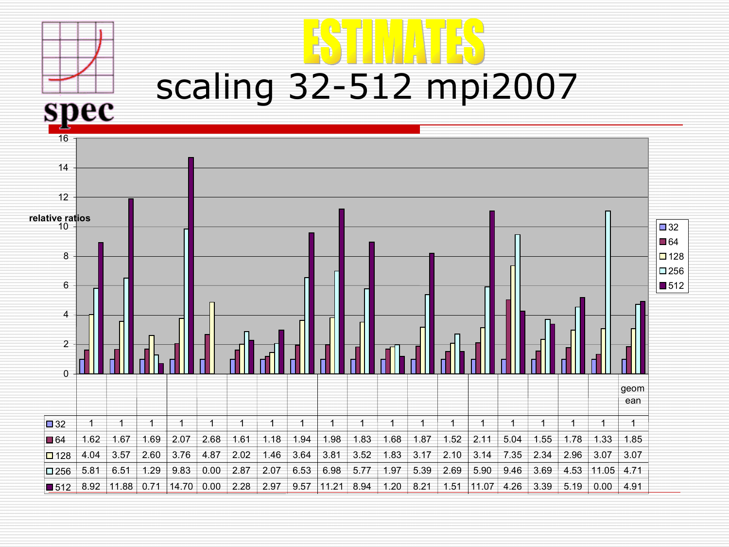# ESTIMATES

## scaling 32-512 mpi2007

relative ratios

| | | | | | | | | | | | | | | | | | | geomean |
|---|---|---|---|---|---|---|---|---|---|---|---|---|---|---|---|---|---|---|
| 32 | 1 | 1 | 1 | 1 | 1 | 1 | 1 | 1 | 1 | 1 | 1 | 1 | 1 | 1 | 1 | 1 | 1 | 1 | 1 |
| 64 | 1.62 | 1.67 | 1.69 | 2.07 | 2.68 | 1.61 | 1.18 | 1.94 | 1.98 | 1.83 | 1.68 | 1.87 | 1.52 | 2.11 | 5.04 | 1.55 | 1.78 | 1.33 | 1.85 |
| 128 | 4.04 | 3.57 | 2.60 | 3.76 | 4.87 | 2.02 | 1.46 | 3.64 | 3.81 | 3.52 | 1.83 | 3.17 | 2.10 | 3.14 | 7.35 | 2.34 | 2.96 | 3.07 | 3.07 |
| 256 | 5.81 | 6.51 | 1.29 | 9.83 | 0.00 | 2.87 | 2.07 | 6.53 | 6.98 | 5.77 | 1.97 | 5.39 | 2.69 | 5.90 | 9.46 | 3.69 | 4.53 | 11.05 | 4.71 |
| 512 | 8.92 | 11.88 | 0.71 | 14.70 | 0.00 | 2.28 | 2.97 | 9.57 | 11.21 | 8.94 | 1.20 | 8.21 | 1.51 | 11.07 | 4.26 | 3.39 | 5.19 | 0.00 | 4.91 |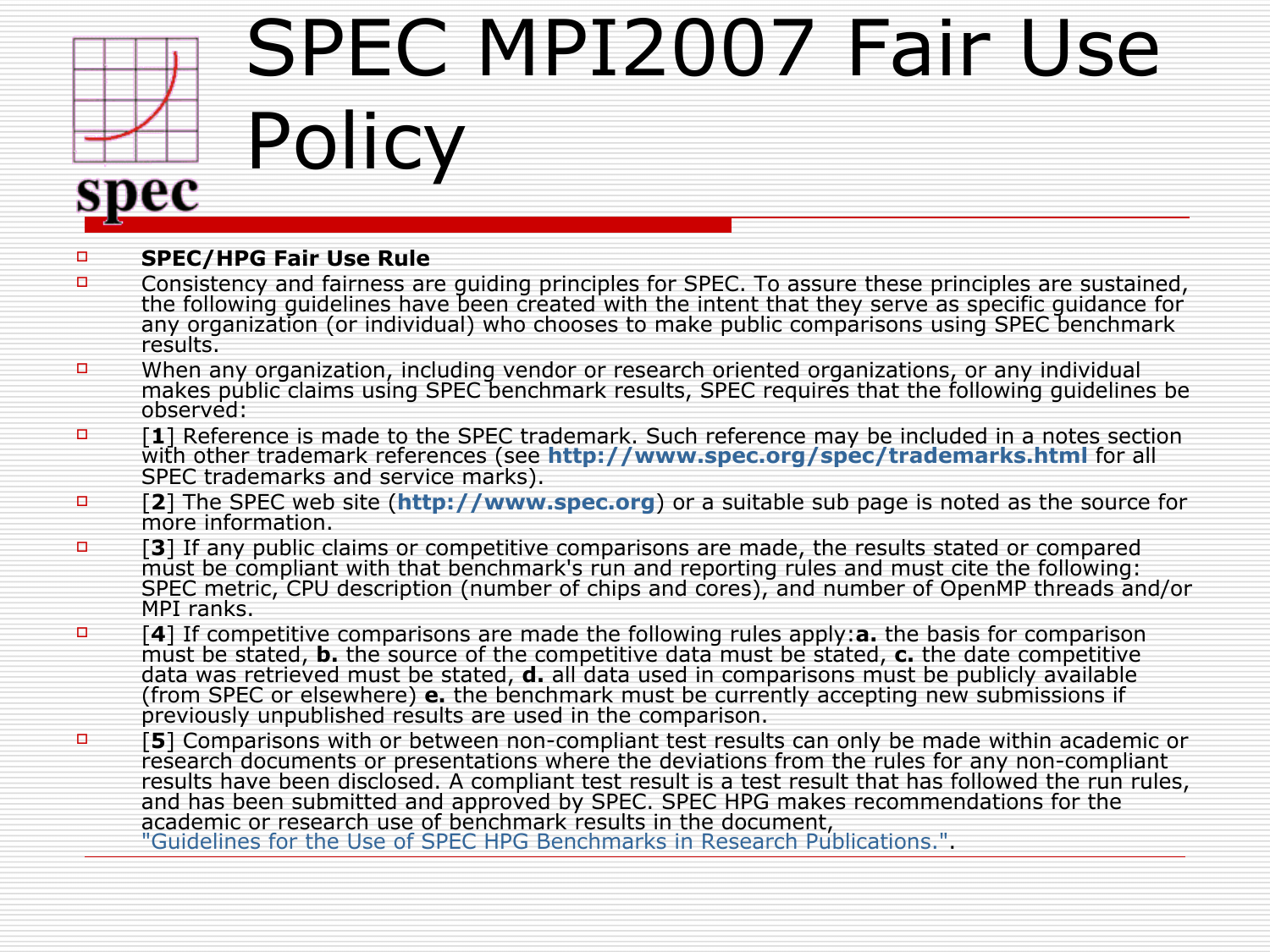# SPEC MPI2007 Fair Use Policy

- **SPEC/HPG Fair Use Rule**
- Consistency and fairness are guiding principles for SPEC. To assure these principles are sustained, the following guidelines have been created with the intent that they serve as specific guidance for any organization (or individual) who chooses to make public comparisons using SPEC benchmark results.
- When any organization, including vendor or research oriented organizations, or any individual makes public claims using SPEC benchmark results, SPEC requires that the following guidelines be observed:
- [**1**] Reference is made to the SPEC trademark. Such reference may be included in a notes section with other trademark references (see **http://www.spec.org/spec/trademarks.html** for all SPEC trademarks and service marks).
- [**2**] The SPEC web site (**http://www.spec.org**) or a suitable sub page is noted as the source for more information.
- [**3**] If any public claims or competitive comparisons are made, the results stated or compared must be compliant with that benchmark's run and reporting rules and must cite the following: SPEC metric, CPU description (number of chips and cores), and number of OpenMP threads and/or MPI ranks.
- [**4**] If competitive comparisons are made the following rules apply:**a.** the basis for comparison must be stated, **b.** the source of the competitive data must be stated, **c.** the date competitive data was retrieved must be stated, **d.** all data used in comparisons must be publicly available (from SPEC or elsewhere) **e.** the benchmark must be currently accepting new submissions if previously unpublished results are used in the comparison.
- [**5**] Comparisons with or between non-compliant test results can only be made within academic or research documents or presentations where the deviations from the rules for any non-compliant results have been disclosed. A compliant test result is a test result that has followed the run rules, and has been submitted and approved by SPEC. SPEC HPG makes recommendations for the academic or research use of benchmark results in the document, "Guidelines for the Use of SPEC HPG Benchmarks in Research Publications.".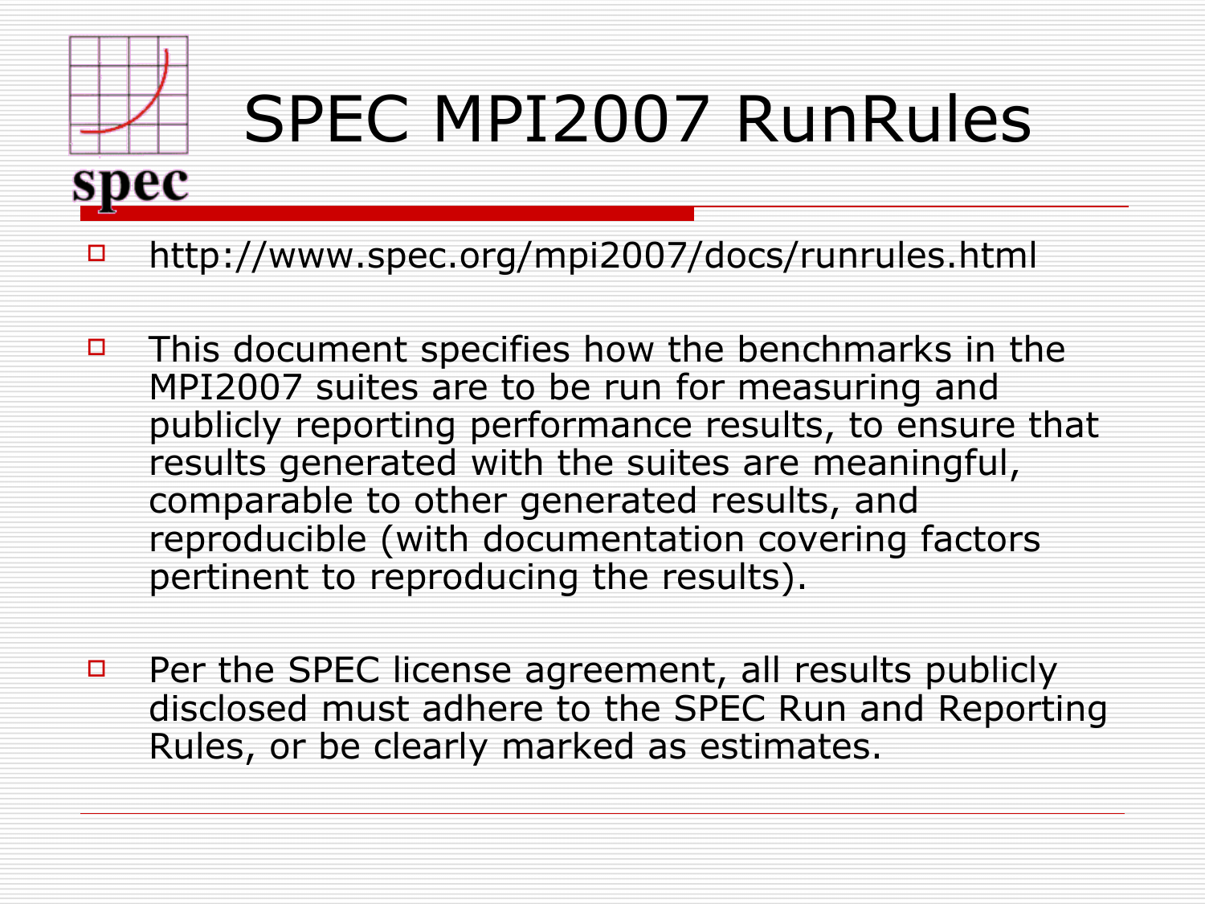# SPEC MPI2007 RunRules

- http://www.spec.org/mpi2007/docs/runrules.html
- This document specifies how the benchmarks in the MPI2007 suites are to be run for measuring and publicly reporting performance results, to ensure that results generated with the suites are meaningful, comparable to other generated results, and reproducible (with documentation covering factors pertinent to reproducing the results).
- Per the SPEC license agreement, all results publicly disclosed must adhere to the SPEC Run and Reporting Rules, or be clearly marked as estimates.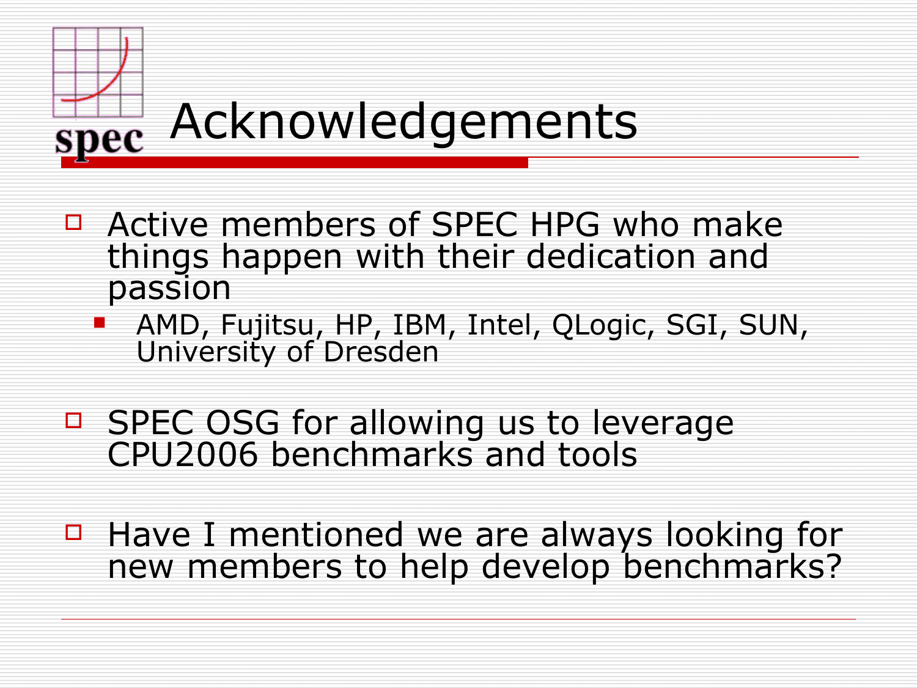# Acknowledgements

- Active members of SPEC HPG who make things happen with their dedication and passion
  - AMD, Fujitsu, HP, IBM, Intel, QLogic, SGI, SUN, University of Dresden
- SPEC OSG for allowing us to leverage CPU2006 benchmarks and tools
- Have I mentioned we are always looking for new members to help develop benchmarks?